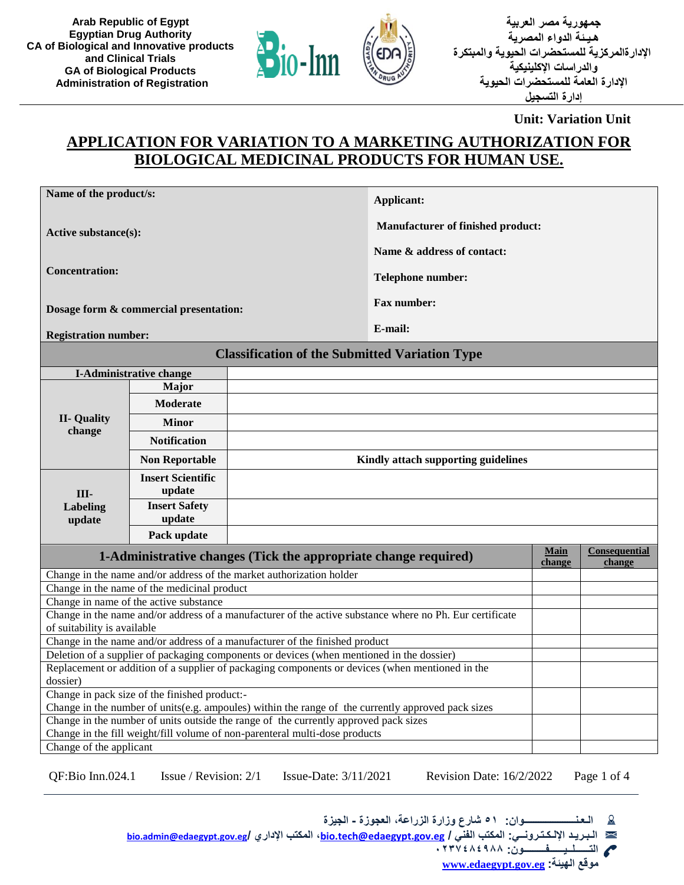Arab Republic of Egypt
Egyptian Drug Authority
CA of Biological and Innovative products and Clinical Trials
GA of Biological Products
Administration of Registration

جمهورية مصر العربية
هيئة الدواء المصرية
الإدارةالمركزية للمستحضرات الحيوية والمبتكرة والدراسات الإكلينيكية
الإدارة العامة للمستحضرات الحيوية
إدارة التسجيل

**Unit: Variation Unit**

# APPLICATION FOR VARIATION TO A MARKETING AUTHORIZATION FOR BIOLOGICAL MEDICINAL PRODUCTS FOR HUMAN USE.

| | |
|---|---|
| **Name of the product/s:** | **Applicant:** |
| **Active substance(s):** | **Manufacturer of finished product:** |
| **Concentration:** | **Name & address of contact:** |
| **Dosage form & commercial presentation:** | **Telephone number:** |
| **Registration number:** | **Fax number:** |
| | **E-mail:** |

| **Classification of the Submitted Variation Type** | | |
|---|---|---|
| **I-Administrative change** | | |
| **II- Quality change** | **Major** | |
| | **Moderate** | |
| | **Minor** | |
| | **Notification** | |
| | **Non Reportable** | **Kindly attach supporting guidelines** |
| **III- Labeling update** | **Insert Scientific update** | |
| | **Insert Safety update** | |
| | **Pack update** | |

| **1-Administrative changes (Tick the appropriate change required)** | **Main change** | **Consequential change** |
|---|---|---|
| Change in the name and/or address of the market authorization holder | | |
| Change in the name of the medicinal product | | |
| Change in name of the active substance | | |
| Change in the name and/or address of a manufacturer of the active substance where no Ph. Eur certificate of suitability is available | | |
| Change in the name and/or address of a manufacturer of the finished product | | |
| Deletion of a supplier of packaging components or devices (when mentioned in the dossier) | | |
| Replacement or addition of a supplier of packaging components or devices (when mentioned in the dossier) | | |
| Change in pack size of the finished product:- Change in the number of units(e.g. ampoules) within the range of the currently approved pack sizes | | |
| Change in the number of units outside the range of the currently approved pack sizes Change in the fill weight/fill volume of non-parenteral multi-dose products | | |
| Change of the applicant | | |

QF:Bio Inn.024.1 Issue / Revision: 2/1 Issue-Date: 3/11/2021 Revision Date: 16/2/2022

العنوان: ٥١ شارع وزارة الزراعة، العجوزة - الجيزة
البريد الإلكتروني: المكتب الفني / bio.tech@edaegypt.gov.eg، المكتب الإداري / bio.admin@edaegypt.gov.eg
التليفون: ٠٢٣٧٤٨٤٩٨٨
موقع الهيئة: www.edaegypt.gov.eg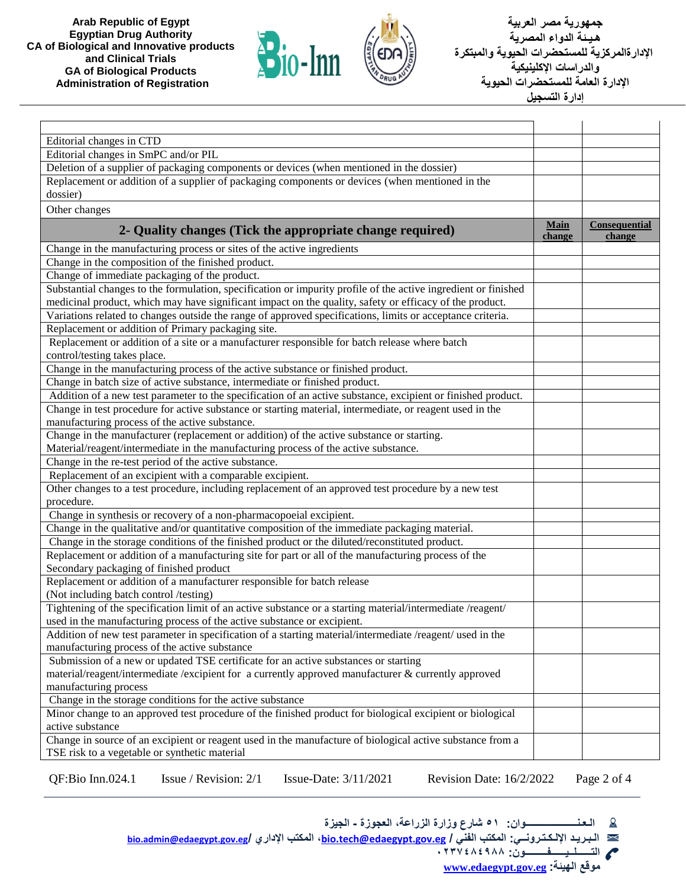| | | |
|---|---|---|
| Editorial changes in CTD | | |
| Editorial changes in SmPC and/or PIL | | |
| Deletion of a supplier of packaging components or devices (when mentioned in the dossier) | | |
| Replacement or addition of a supplier of packaging components or devices (when mentioned in the dossier) | | |
| Other changes | | |
| **2- Quality changes (Tick the appropriate change required)** | **Main change** | **Consequential change** |
| Change in the manufacturing process or sites of the active ingredients | | |
| Change in the composition of the finished product. | | |
| Change of immediate packaging of the product. | | |
| Substantial changes to the formulation, specification or impurity profile of the active ingredient or finished medicinal product, which may have significant impact on the quality, safety or efficacy of the product. | | |
| Variations related to changes outside the range of approved specifications, limits or acceptance criteria. | | |
| Replacement or addition of Primary packaging site. | | |
| Replacement or addition of a site or a manufacturer responsible for batch release where batch control/testing takes place. | | |
| Change in the manufacturing process of the active substance or finished product. | | |
| Change in batch size of active substance, intermediate or finished product. | | |
| Addition of a new test parameter to the specification of an active substance, excipient or finished product. | | |
| Change in test procedure for active substance or starting material, intermediate, or reagent used in the manufacturing process of the active substance. | | |
| Change in the manufacturer (replacement or addition) of the active substance or starting. Material/reagent/intermediate in the manufacturing process of the active substance. | | |
| Change in the re-test period of the active substance. | | |
| Replacement of an excipient with a comparable excipient. | | |
| Other changes to a test procedure, including replacement of an approved test procedure by a new test procedure. | | |
| Change in synthesis or recovery of a non-pharmacopoeial excipient. | | |
| Change in the qualitative and/or quantitative composition of the immediate packaging material. | | |
| Change in the storage conditions of the finished product or the diluted/reconstituted product. | | |
| Replacement or addition of a manufacturing site for part or all of the manufacturing process of the Secondary packaging of finished product | | |
| Replacement or addition of a manufacturer responsible for batch release (Not including batch control /testing) | | |
| Tightening of the specification limit of an active substance or a starting material/intermediate /reagent/ used in the manufacturing process of the active substance or excipient. | | |
| Addition of new test parameter in specification of a starting material/intermediate /reagent/ used in the manufacturing process of the active substance | | |
| Submission of a new or updated TSE certificate for an active substances or starting material/reagent/intermediate /excipient for a currently approved manufacturer & currently approved manufacturing process | | |
| Change in the storage conditions for the active substance | | |
| Minor change to an approved test procedure of the finished product for biological excipient or biological active substance | | |
| Change in source of an excipient or reagent used in the manufacture of biological active substance from a TSE risk to a vegetable or synthetic material | | |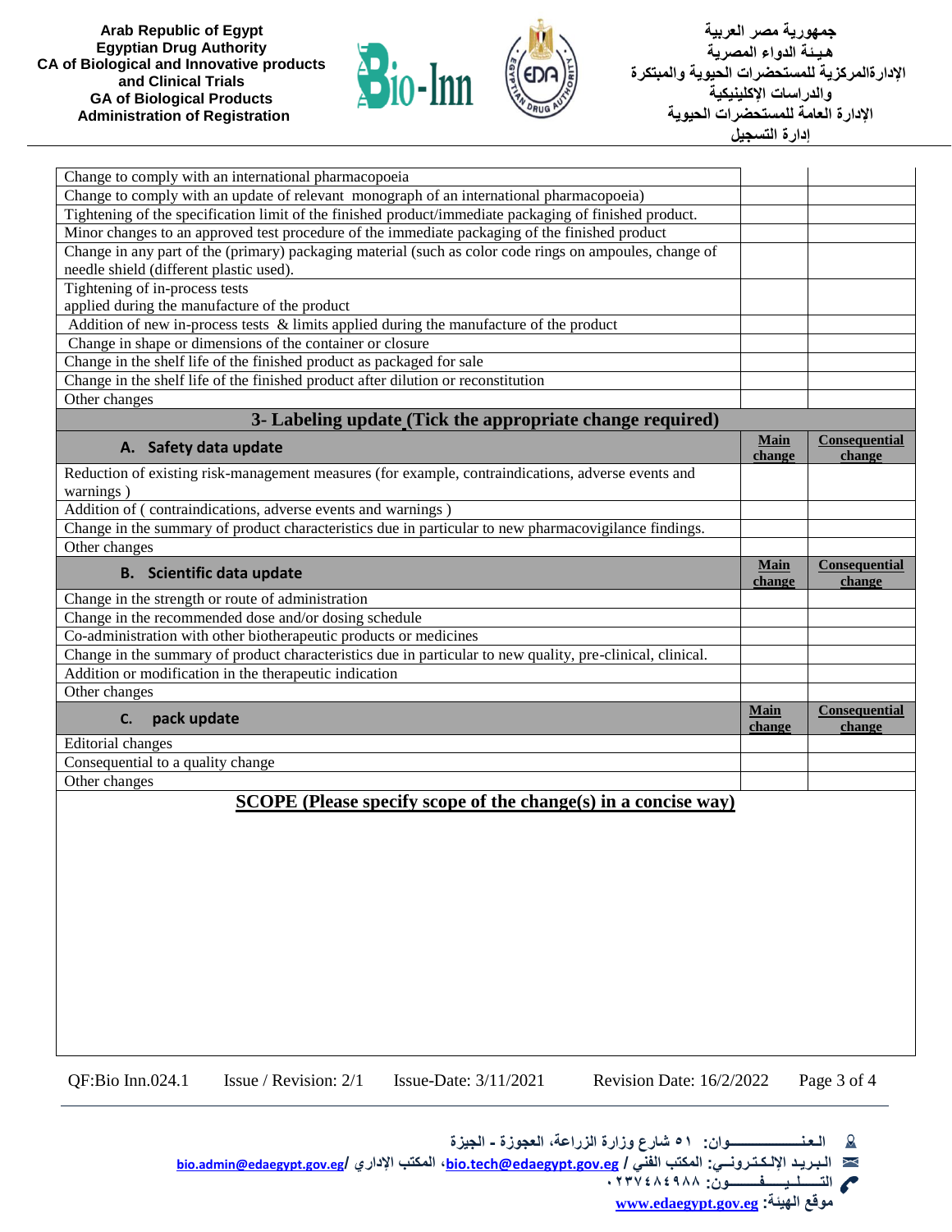| | | |
|---|---|---|
| Change to comply with an international pharmacopoeia | | |
| Change to comply with an update of relevant monograph of an international pharmacopoeia) | | |
| Tightening of the specification limit of the finished product/immediate packaging of finished product. | | |
| Minor changes to an approved test procedure of the immediate packaging of the finished product | | |
| Change in any part of the (primary) packaging material (such as color code rings on ampoules, change of needle shield (different plastic used). | | |
| Tightening of in-process tests applied during the manufacture of the product | | |
| Addition of new in-process tests & limits applied during the manufacture of the product | | |
| Change in shape or dimensions of the container or closure | | |
| Change in the shelf life of the finished product as packaged for sale | | |
| Change in the shelf life of the finished product after dilution or reconstitution | | |
| Other changes | | |

**3- Labeling update (Tick the appropriate change required)**

| A. Safety data update | Main change | Consequential change |
|---|---|---|
| Reduction of existing risk-management measures (for example, contraindications, adverse events and warnings ) | | |
| Addition of ( contraindications, adverse events and warnings ) | | |
| Change in the summary of product characteristics due in particular to new pharmacovigilance findings. | | |
| Other changes | | |

| B. Scientific data update | Main change | Consequential change |
|---|---|---|
| Change in the strength or route of administration | | |
| Change in the recommended dose and/or dosing schedule | | |
| Co-administration with other biotherapeutic products or medicines | | |
| Change in the summary of product characteristics due in particular to new quality, pre-clinical, clinical. | | |
| Addition or modification in the therapeutic indication | | |
| Other changes | | |

| C. pack update | Main change | Consequential change |
|---|---|---|
| Editorial changes | | |
| Consequential to a quality change | | |
| Other changes | | |

**SCOPE (Please specify scope of the change(s) in a concise way)**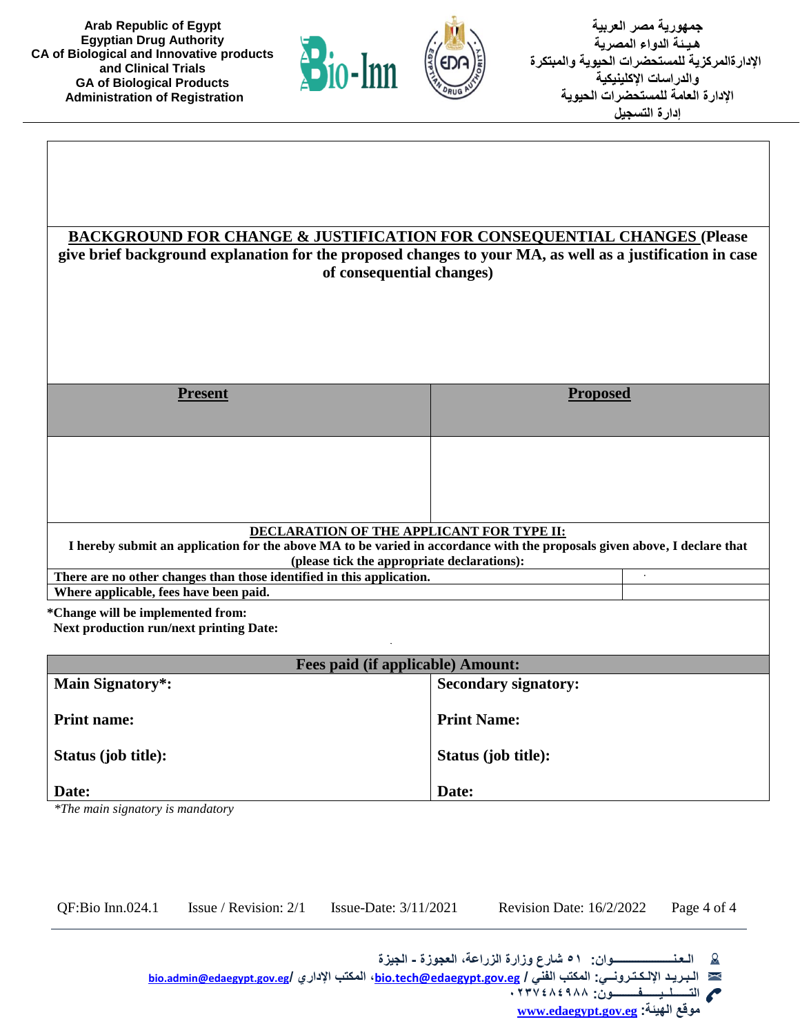**BACKGROUND FOR CHANGE & JUSTIFICATION FOR CONSEQUENTIAL CHANGES (Please give brief background explanation for the proposed changes to your MA, as well as a justification in case of consequential changes)**

| **Present** | **Proposed** |
|---|---|
| | |

**DECLARATION OF THE APPLICANT FOR TYPE II:**

**I hereby submit an application for the above MA to be varied in accordance with the proposals given above, I declare that (please tick the appropriate declarations):**

| | |
|---|---|
| There are no other changes than those identified in this application. | |
| Where applicable, fees have been paid. | |

**\*Change will be implemented from:**

**Next production run/next printing Date:**

**Fees paid (if applicable) Amount:**

| | |
|---|---|
| **Main Signatory\*:** | **Secondary signatory:** |
| **Print name:** | **Print Name:** |
| **Status (job title):** | **Status (job title):** |
| **Date:** | **Date:** |

*\*The main signatory is mandatory*

QF:Bio Inn.024.1 Issue / Revision: 2/1 Issue-Date: 3/11/2021 Revision Date: 16/2/2022